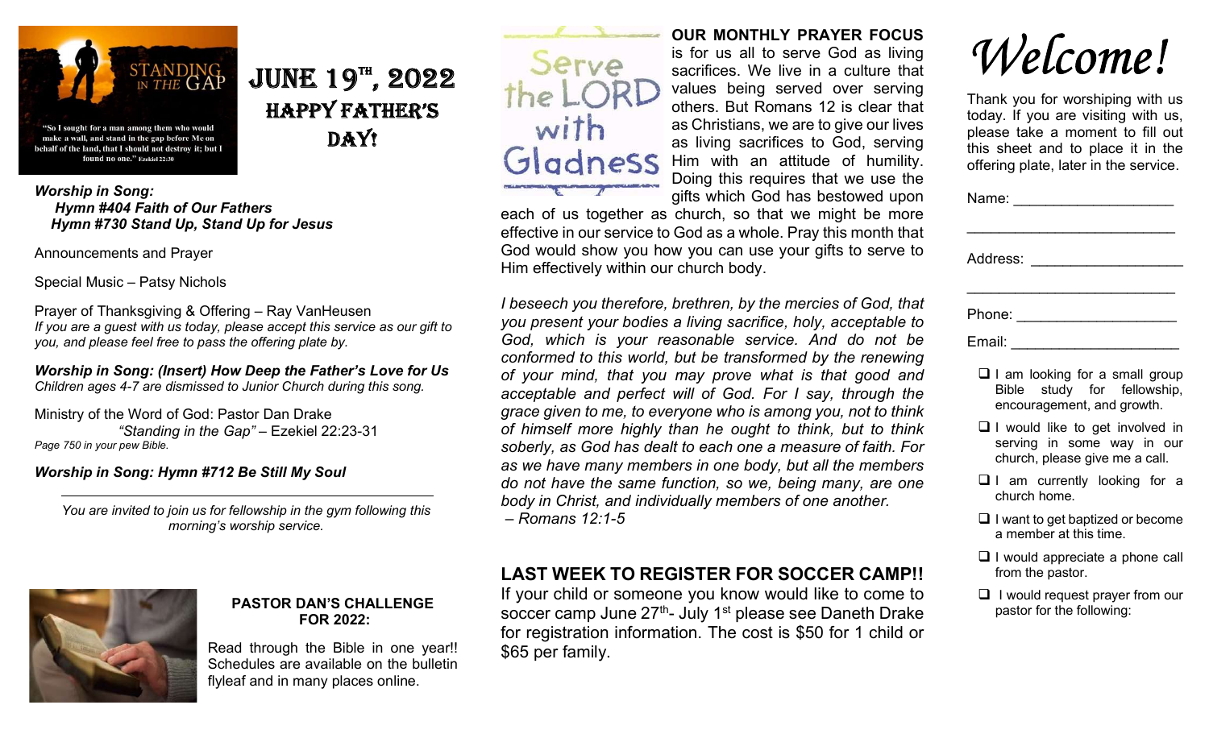STANDING IN THE GAP

"So I sought for a man among them who would make a wall, and stand in the gap before Me on behalf of the land, that I should not destroy it; but I found no one." Ezekiel 22:30

# JUNE 19TH, 2022
## HAPPY FATHER'S DAY!

***Worship in Song:***
***Hymn #404 Faith of Our Fathers***
***Hymn #730 Stand Up, Stand Up for Jesus***

Announcements and Prayer

Special Music – Patsy Nichols

Prayer of Thanksgiving & Offering – Ray VanHeusen
*If you are a guest with us today, please accept this service as our gift to you, and please feel free to pass the offering plate by.*

***Worship in Song: (Insert) How Deep the Father's Love for Us***
*Children ages 4-7 are dismissed to Junior Church during this song.*

Ministry of the Word of God: Pastor Dan Drake
*"Standing in the Gap"* – Ezekiel 22:23-31
*Page 750 in your pew Bible.*

***Worship in Song: Hymn #712 Be Still My Soul***

---

*You are invited to join us for fellowship in the gym following this morning's worship service.*

**PASTOR DAN'S CHALLENGE FOR 2022:**

Read through the Bible in one year!! Schedules are available on the bulletin flyleaf and in many places online.

Serve the LORD with Gladness

**OUR MONTHLY PRAYER FOCUS** is for us all to serve God as living sacrifices. We live in a culture that values being served over serving others. But Romans 12 is clear that as Christians, we are to give our lives as living sacrifices to God, serving Him with an attitude of humility. Doing this requires that we use the gifts which God has bestowed upon each of us together as church, so that we might be more effective in our service to God as a whole. Pray this month that God would show you how you can use your gifts to serve to Him effectively within our church body.

*I beseech you therefore, brethren, by the mercies of God, that you present your bodies a living sacrifice, holy, acceptable to God, which is your reasonable service. And do not be conformed to this world, but be transformed by the renewing of your mind, that you may prove what is that good and acceptable and perfect will of God. For I say, through the grace given to me, to everyone who is among you, not to think of himself more highly than he ought to think, but to think soberly, as God has dealt to each one a measure of faith. For as we have many members in one body, but all the members do not have the same function, so we, being many, are one body in Christ, and individually members of one another.*
*– Romans 12:1-5*

## LAST WEEK TO REGISTER FOR SOCCER CAMP!!

If your child or someone you know would like to come to soccer camp June 27th- July 1st please see Daneth Drake for registration information. The cost is $50 for 1 child or $65 per family.

# *Welcome!*

Thank you for worshiping with us today. If you are visiting with us, please take a moment to fill out this sheet and to place it in the offering plate, later in the service.

Name: ____________________
__________________________

Address: ___________________
__________________________

Phone: ____________________

Email: _____________________

- ❑ I am looking for a small group Bible study for fellowship, encouragement, and growth.
- ❑ I would like to get involved in serving in some way in our church, please give me a call.
- ❑ I am currently looking for a church home.
- ❑ I want to get baptized or become a member at this time.
- ❑ I would appreciate a phone call from the pastor.
- ❑ I would request prayer from our pastor for the following: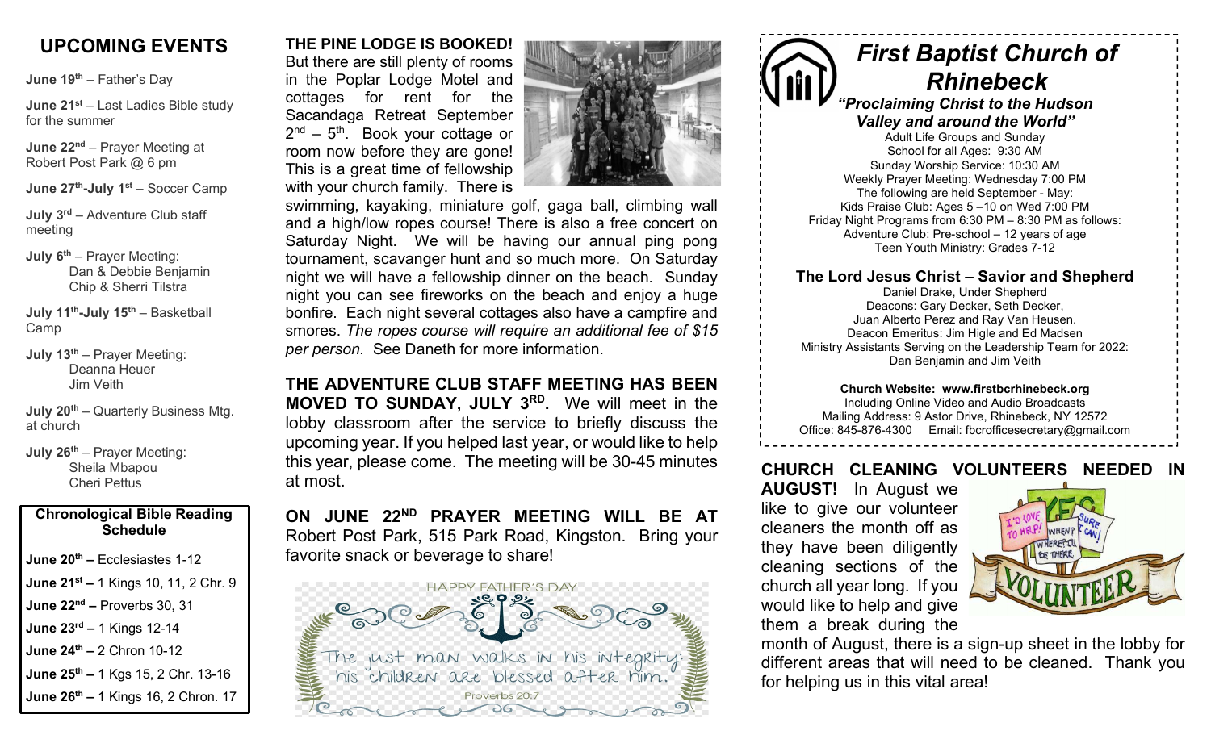## UPCOMING EVENTS

**June 19th** – Father's Day

**June 21st** – Last Ladies Bible study for the summer

**June 22nd** – Prayer Meeting at Robert Post Park @ 6 pm

**June 27th-July 1st** – Soccer Camp

**July 3rd** – Adventure Club staff meeting

**July 6th** – Prayer Meeting:
Dan & Debbie Benjamin
Chip & Sherri Tilstra

**July 11th-July 15th** – Basketball Camp

**July 13th** – Prayer Meeting:
Deanna Heuer
Jim Veith

**July 20th** – Quarterly Business Mtg. at church

**July 26th** – Prayer Meeting:
Sheila Mbapou
Cheri Pettus

### Chronological Bible Reading Schedule

**June 20th –** Ecclesiastes 1-12
**June 21st –** 1 Kings 10, 11, 2 Chr. 9
**June 22nd –** Proverbs 30, 31
**June 23rd –** 1 Kings 12-14
**June 24th –** 2 Chron 10-12
**June 25th –** 1 Kgs 15, 2 Chr. 13-16
**June 26th –** 1 Kings 16, 2 Chron. 17

**THE PINE LODGE IS BOOKED!** But there are still plenty of rooms in the Poplar Lodge Motel and cottages for rent for the Sacandaga Retreat September 2nd – 5th. Book your cottage or room now before they are gone! This is a great time of fellowship with your church family. There is swimming, kayaking, miniature golf, gaga ball, climbing wall and a high/low ropes course! There is also a free concert on Saturday Night. We will be having our annual ping pong tournament, scavanger hunt and so much more. On Saturday night we will have a fellowship dinner on the beach. Sunday night you can see fireworks on the beach and enjoy a huge bonfire. Each night several cottages also have a campfire and smores. *The ropes course will require an additional fee of $15 per person.* See Daneth for more information.

**THE ADVENTURE CLUB STAFF MEETING HAS BEEN MOVED TO SUNDAY, JULY 3RD.** We will meet in the lobby classroom after the service to briefly discuss the upcoming year. If you helped last year, or would like to help this year, please come. The meeting will be 30-45 minutes at most.

**ON JUNE 22ND PRAYER MEETING WILL BE AT** Robert Post Park, 515 Park Road, Kingston. Bring your favorite snack or beverage to share!

HAPPY FATHER'S DAY
The just man walks in his integrity: his children are blessed after him.
Proverbs 20:7

# *First Baptist Church of Rhinebeck*

***"Proclaiming Christ to the Hudson Valley and around the World"***

Adult Life Groups and Sunday School for all Ages: 9:30 AM
Sunday Worship Service: 10:30 AM
Weekly Prayer Meeting: Wednesday 7:00 PM
The following are held September - May:
Kids Praise Club: Ages 5 –10 on Wed 7:00 PM
Friday Night Programs from 6:30 PM – 8:30 PM as follows:
Adventure Club: Pre-school – 12 years of age
Teen Youth Ministry: Grades 7-12

### The Lord Jesus Christ – Savior and Shepherd

Daniel Drake, Under Shepherd
Deacons: Gary Decker, Seth Decker, Juan Alberto Perez and Ray Van Heusen.
Deacon Emeritus: Jim Higle and Ed Madsen
Ministry Assistants Serving on the Leadership Team for 2022: Dan Benjamin and Jim Veith

**Church Website: www.firstbcrhinebeck.org**
Including Online Video and Audio Broadcasts
Mailing Address: 9 Astor Drive, Rhinebeck, NY 12572
Office: 845-876-4300 Email: fbcrofficesecretary@gmail.com

**CHURCH CLEANING VOLUNTEERS NEEDED IN AUGUST!** In August we like to give our volunteer cleaners the month off as they have been diligently cleaning sections of the church all year long. If you would like to help and give them a break during the month of August, there is a sign-up sheet in the lobby for different areas that will need to be cleaned. Thank you for helping us in this vital area!